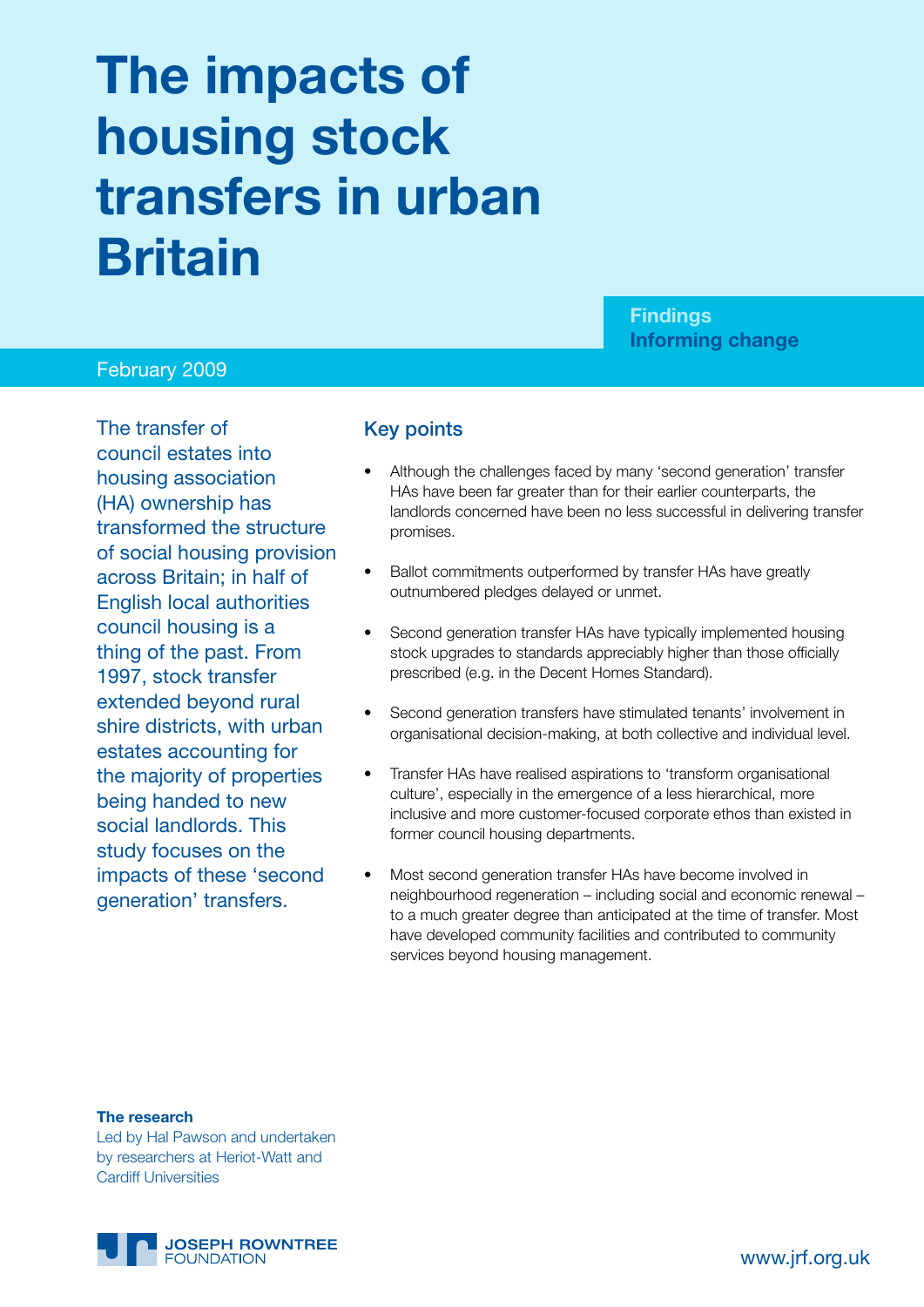# The impacts of housing stock transfers in urban Britain

**Findings**
**Informing change**

February 2009

The transfer of council estates into housing association (HA) ownership has transformed the structure of social housing provision across Britain; in half of English local authorities council housing is a thing of the past. From 1997, stock transfer extended beyond rural shire districts, with urban estates accounting for the majority of properties being handed to new social landlords. This study focuses on the impacts of these 'second generation' transfers.

## Key points

- Although the challenges faced by many 'second generation' transfer HAs have been far greater than for their earlier counterparts, the landlords concerned have been no less successful in delivering transfer promises.
- Ballot commitments outperformed by transfer HAs have greatly outnumbered pledges delayed or unmet.
- Second generation transfer HAs have typically implemented housing stock upgrades to standards appreciably higher than those officially prescribed (e.g. in the Decent Homes Standard).
- Second generation transfers have stimulated tenants' involvement in organisational decision-making, at both collective and individual level.
- Transfer HAs have realised aspirations to 'transform organisational culture', especially in the emergence of a less hierarchical, more inclusive and more customer-focused corporate ethos than existed in former council housing departments.
- Most second generation transfer HAs have become involved in neighbourhood regeneration – including social and economic renewal – to a much greater degree than anticipated at the time of transfer. Most have developed community facilities and contributed to community services beyond housing management.

**The research**
Led by Hal Pawson and undertaken by researchers at Heriot-Watt and Cardiff Universities

JOSEPH ROWNTREE FOUNDATION

www.jrf.org.uk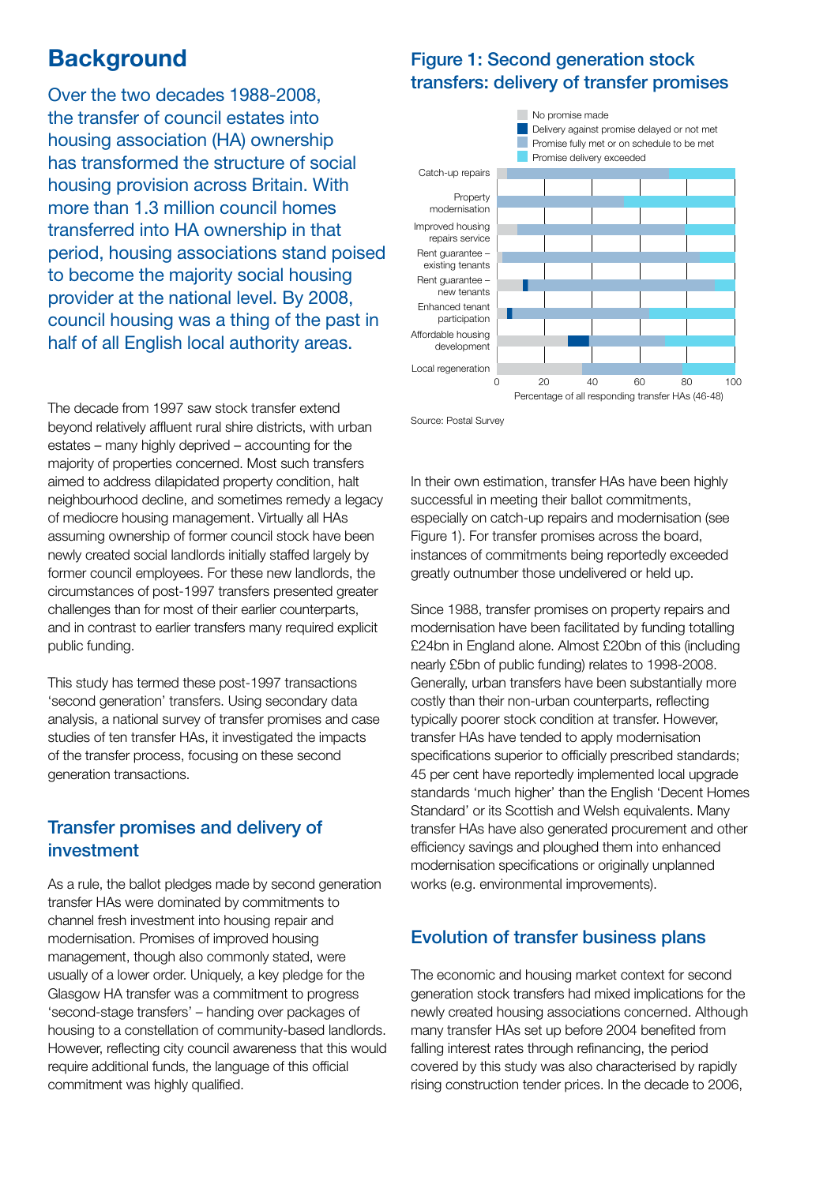# Background

Over the two decades 1988-2008, the transfer of council estates into housing association (HA) ownership has transformed the structure of social housing provision across Britain. With more than 1.3 million council homes transferred into HA ownership in that period, housing associations stand poised to become the majority social housing provider at the national level. By 2008, council housing was a thing of the past in half of all English local authority areas.

The decade from 1997 saw stock transfer extend beyond relatively affluent rural shire districts, with urban estates – many highly deprived – accounting for the majority of properties concerned. Most such transfers aimed to address dilapidated property condition, halt neighbourhood decline, and sometimes remedy a legacy of mediocre housing management. Virtually all HAs assuming ownership of former council stock have been newly created social landlords initially staffed largely by former council employees. For these new landlords, the circumstances of post-1997 transfers presented greater challenges than for most of their earlier counterparts, and in contrast to earlier transfers many required explicit public funding.

This study has termed these post-1997 transactions 'second generation' transfers. Using secondary data analysis, a national survey of transfer promises and case studies of ten transfer HAs, it investigated the impacts of the transfer process, focusing on these second generation transactions.

## Transfer promises and delivery of investment

As a rule, the ballot pledges made by second generation transfer HAs were dominated by commitments to channel fresh investment into housing repair and modernisation. Promises of improved housing management, though also commonly stated, were usually of a lower order. Uniquely, a key pledge for the Glasgow HA transfer was a commitment to progress 'second-stage transfers' – handing over packages of housing to a constellation of community-based landlords. However, reflecting city council awareness that this would require additional funds, the language of this official commitment was highly qualified.

## Figure 1: Second generation stock transfers: delivery of transfer promises

Legend: No promise made; Delivery against promise delayed or not met; Promise fully met or on schedule to be met; Promise delivery exceeded

Categories: Catch-up repairs; Property modernisation; Improved housing repairs service; Rent guarantee – existing tenants; Rent guarantee – new tenants; Enhanced tenant participation; Affordable housing development; Local regeneration

X-axis: Percentage of all responding transfer HAs (46-48) (0, 20, 40, 60, 80, 100)

Source: Postal Survey

In their own estimation, transfer HAs have been highly successful in meeting their ballot commitments, especially on catch-up repairs and modernisation (see Figure 1). For transfer promises across the board, instances of commitments being reportedly exceeded greatly outnumber those undelivered or held up.

Since 1988, transfer promises on property repairs and modernisation have been facilitated by funding totalling £24bn in England alone. Almost £20bn of this (including nearly £5bn of public funding) relates to 1998-2008. Generally, urban transfers have been substantially more costly than their non-urban counterparts, reflecting typically poorer stock condition at transfer. However, transfer HAs have tended to apply modernisation specifications superior to officially prescribed standards; 45 per cent have reportedly implemented local upgrade standards 'much higher' than the English 'Decent Homes Standard' or its Scottish and Welsh equivalents. Many transfer HAs have also generated procurement and other efficiency savings and ploughed them into enhanced modernisation specifications or originally unplanned works (e.g. environmental improvements).

## Evolution of transfer business plans

The economic and housing market context for second generation stock transfers had mixed implications for the newly created housing associations concerned. Although many transfer HAs set up before 2004 benefited from falling interest rates through refinancing, the period covered by this study was also characterised by rapidly rising construction tender prices. In the decade to 2006,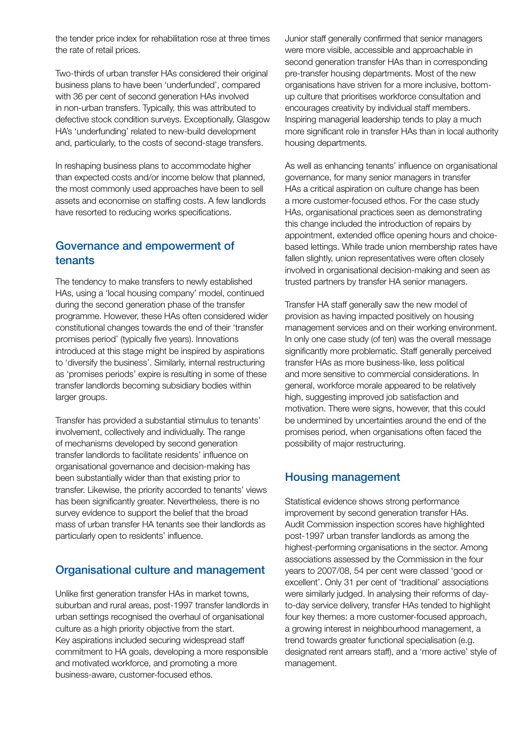the tender price index for rehabilitation rose at three times the rate of retail prices.

Two-thirds of urban transfer HAs considered their original business plans to have been 'underfunded', compared with 36 per cent of second generation HAs involved in non-urban transfers. Typically, this was attributed to defective stock condition surveys. Exceptionally, Glasgow HA's 'underfunding' related to new-build development and, particularly, to the costs of second-stage transfers.

In reshaping business plans to accommodate higher than expected costs and/or income below that planned, the most commonly used approaches have been to sell assets and economise on staffing costs. A few landlords have resorted to reducing works specifications.

## Governance and empowerment of tenants

The tendency to make transfers to newly established HAs, using a 'local housing company' model, continued during the second generation phase of the transfer programme. However, these HAs often considered wider constitutional changes towards the end of their 'transfer promises period' (typically five years). Innovations introduced at this stage might be inspired by aspirations to 'diversify the business'. Similarly, internal restructuring as 'promises periods' expire is resulting in some of these transfer landlords becoming subsidiary bodies within larger groups.

Transfer has provided a substantial stimulus to tenants' involvement, collectively and individually. The range of mechanisms developed by second generation transfer landlords to facilitate residents' influence on organisational governance and decision-making has been substantially wider than that existing prior to transfer. Likewise, the priority accorded to tenants' views has been significantly greater. Nevertheless, there is no survey evidence to support the belief that the broad mass of urban transfer HA tenants see their landlords as particularly open to residents' influence.

## Organisational culture and management

Unlike first generation transfer HAs in market towns, suburban and rural areas, post-1997 transfer landlords in urban settings recognised the overhaul of organisational culture as a high priority objective from the start. Key aspirations included securing widespread staff commitment to HA goals, developing a more responsible and motivated workforce, and promoting a more business-aware, customer-focused ethos.

Junior staff generally confirmed that senior managers were more visible, accessible and approachable in second generation transfer HAs than in corresponding pre-transfer housing departments. Most of the new organisations have striven for a more inclusive, bottom-up culture that prioritises workforce consultation and encourages creativity by individual staff members. Inspiring managerial leadership tends to play a much more significant role in transfer HAs than in local authority housing departments.

As well as enhancing tenants' influence on organisational governance, for many senior managers in transfer HAs a critical aspiration on culture change has been a more customer-focused ethos. For the case study HAs, organisational practices seen as demonstrating this change included the introduction of repairs by appointment, extended office opening hours and choice-based lettings. While trade union membership rates have fallen slightly, union representatives were often closely involved in organisational decision-making and seen as trusted partners by transfer HA senior managers.

Transfer HA staff generally saw the new model of provision as having impacted positively on housing management services and on their working environment. In only one case study (of ten) was the overall message significantly more problematic. Staff generally perceived transfer HAs as more business-like, less political and more sensitive to commercial considerations. In general, workforce morale appeared to be relatively high, suggesting improved job satisfaction and motivation. There were signs, however, that this could be undermined by uncertainties around the end of the promises period, when organisations often faced the possibility of major restructuring.

## Housing management

Statistical evidence shows strong performance improvement by second generation transfer HAs. Audit Commission inspection scores have highlighted post-1997 urban transfer landlords as among the highest-performing organisations in the sector. Among associations assessed by the Commission in the four years to 2007/08, 54 per cent were classed 'good or excellent'. Only 31 per cent of 'traditional' associations were similarly judged. In analysing their reforms of day-to-day service delivery, transfer HAs tended to highlight four key themes: a more customer-focused approach, a growing interest in neighbourhood management, a trend towards greater functional specialisation (e.g. designated rent arrears staff), and a 'more active' style of management.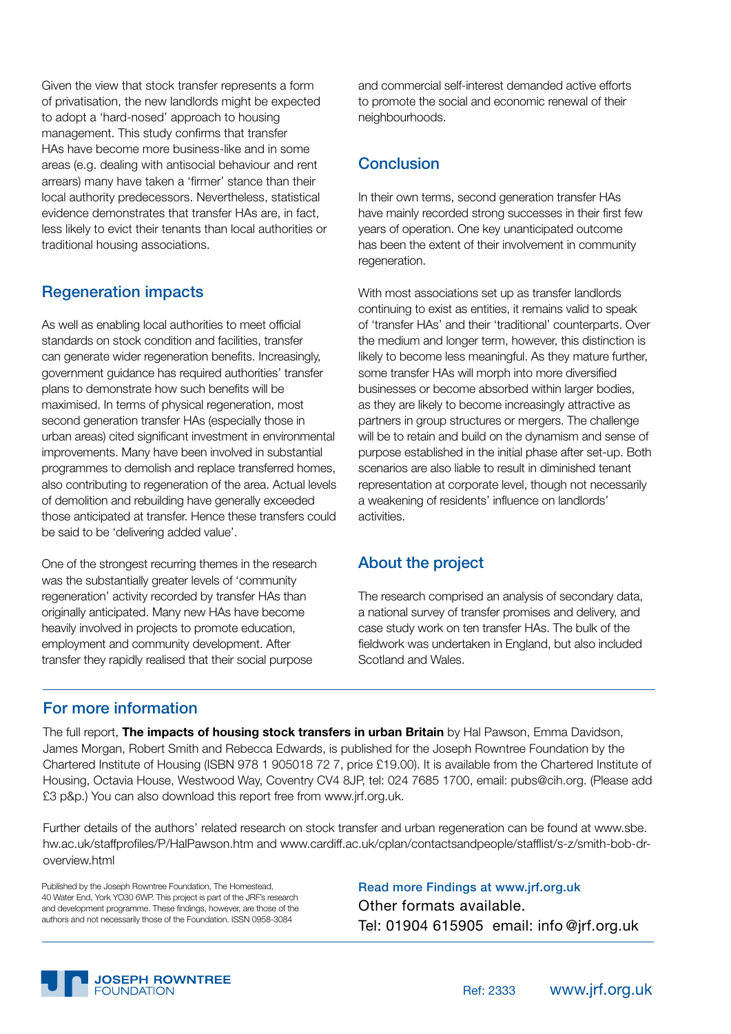Given the view that stock transfer represents a form of privatisation, the new landlords might be expected to adopt a 'hard-nosed' approach to housing management. This study confirms that transfer HAs have become more business-like and in some areas (e.g. dealing with antisocial behaviour and rent arrears) many have taken a 'firmer' stance than their local authority predecessors. Nevertheless, statistical evidence demonstrates that transfer HAs are, in fact, less likely to evict their tenants than local authorities or traditional housing associations.

## Regeneration impacts

As well as enabling local authorities to meet official standards on stock condition and facilities, transfer can generate wider regeneration benefits. Increasingly, government guidance has required authorities' transfer plans to demonstrate how such benefits will be maximised. In terms of physical regeneration, most second generation transfer HAs (especially those in urban areas) cited significant investment in environmental improvements. Many have been involved in substantial programmes to demolish and replace transferred homes, also contributing to regeneration of the area. Actual levels of demolition and rebuilding have generally exceeded those anticipated at transfer. Hence these transfers could be said to be 'delivering added value'.

One of the strongest recurring themes in the research was the substantially greater levels of 'community regeneration' activity recorded by transfer HAs than originally anticipated. Many new HAs have become heavily involved in projects to promote education, employment and community development. After transfer they rapidly realised that their social purpose and commercial self-interest demanded active efforts to promote the social and economic renewal of their neighbourhoods.

## Conclusion

In their own terms, second generation transfer HAs have mainly recorded strong successes in their first few years of operation. One key unanticipated outcome has been the extent of their involvement in community regeneration.

With most associations set up as transfer landlords continuing to exist as entities, it remains valid to speak of 'transfer HAs' and their 'traditional' counterparts. Over the medium and longer term, however, this distinction is likely to become less meaningful. As they mature further, some transfer HAs will morph into more diversified businesses or become absorbed within larger bodies, as they are likely to become increasingly attractive as partners in group structures or mergers. The challenge will be to retain and build on the dynamism and sense of purpose established in the initial phase after set-up. Both scenarios are also liable to result in diminished tenant representation at corporate level, though not necessarily a weakening of residents' influence on landlords' activities.

## About the project

The research comprised an analysis of secondary data, a national survey of transfer promises and delivery, and case study work on ten transfer HAs. The bulk of the fieldwork was undertaken in England, but also included Scotland and Wales.

## For more information

The full report, **The impacts of housing stock transfers in urban Britain** by Hal Pawson, Emma Davidson, James Morgan, Robert Smith and Rebecca Edwards, is published for the Joseph Rowntree Foundation by the Chartered Institute of Housing (ISBN 978 1 905018 72 7, price £19.00). It is available from the Chartered Institute of Housing, Octavia House, Westwood Way, Coventry CV4 8JP, tel: 024 7685 1700, email: pubs@cih.org. (Please add £3 p&p.) You can also download this report free from www.jrf.org.uk.

Further details of the authors' related research on stock transfer and urban regeneration can be found at www.sbe.hw.ac.uk/staffprofiles/P/HalPawson.htm and www.cardiff.ac.uk/cplan/contactsandpeople/stafflist/s-z/smith-bob-dr-overview.html

Published by the Joseph Rowntree Foundation, The Homestead, 40 Water End, York YO30 6WP. This project is part of the JRF's research and development programme. These findings, however, are those of the authors and not necessarily those of the Foundation. ISSN 0958-3084

Read more Findings at www.jrf.org.uk
Other formats available.
Tel: 01904 615905 email: info@jrf.org.uk

JOSEPH ROWNTREE FOUNDATION

Ref: 2333 www.jrf.org.uk